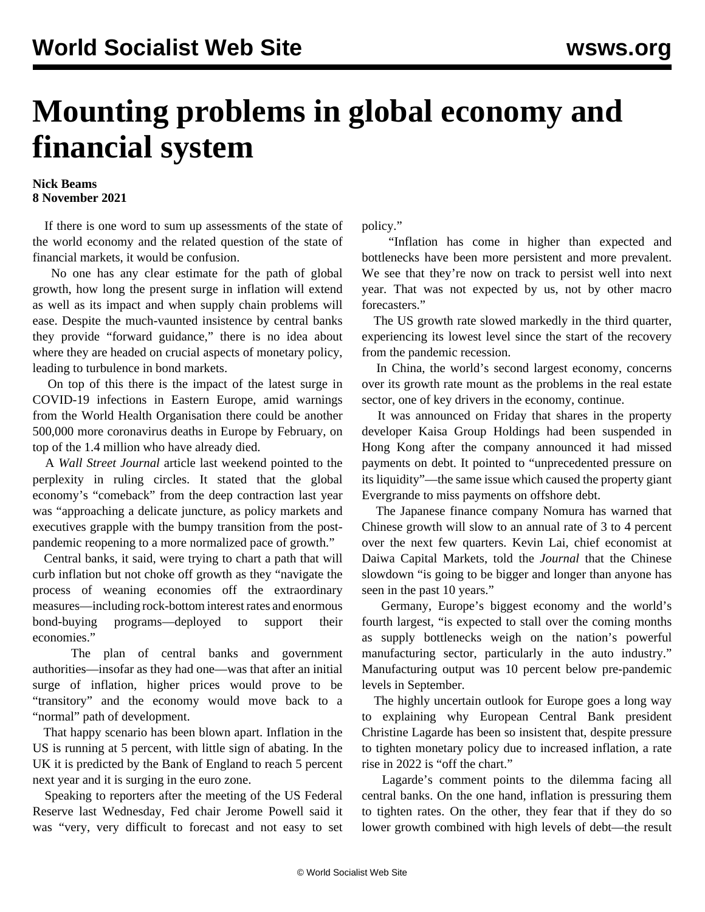# Mounting problems in global economy and financial system

**Nick Beams**
**8 November 2021**

If there is one word to sum up assessments of the state of the world economy and the related question of the state of financial markets, it would be confusion.

No one has any clear estimate for the path of global growth, how long the present surge in inflation will extend as well as its impact and when supply chain problems will ease. Despite the much-vaunted insistence by central banks they provide "forward guidance," there is no idea about where they are headed on crucial aspects of monetary policy, leading to turbulence in bond markets.

On top of this there is the impact of the latest surge in COVID-19 infections in Eastern Europe, amid warnings from the World Health Organisation there could be another 500,000 more coronavirus deaths in Europe by February, on top of the 1.4 million who have already died.

A *Wall Street Journal* article last weekend pointed to the perplexity in ruling circles. It stated that the global economy's "comeback" from the deep contraction last year was "approaching a delicate juncture, as policy markets and executives grapple with the bumpy transition from the post-pandemic reopening to a more normalized pace of growth."

Central banks, it said, were trying to chart a path that will curb inflation but not choke off growth as they "navigate the process of weaning economies off the extraordinary measures—including rock-bottom interest rates and enormous bond-buying programs—deployed to support their economies."

The plan of central banks and government authorities—insofar as they had one—was that after an initial surge of inflation, higher prices would prove to be "transitory" and the economy would move back to a "normal" path of development.

That happy scenario has been blown apart. Inflation in the US is running at 5 percent, with little sign of abating. In the UK it is predicted by the Bank of England to reach 5 percent next year and it is surging in the euro zone.

Speaking to reporters after the meeting of the US Federal Reserve last Wednesday, Fed chair Jerome Powell said it was "very, very difficult to forecast and not easy to set policy."

"Inflation has come in higher than expected and bottlenecks have been more persistent and more prevalent. We see that they're now on track to persist well into next year. That was not expected by us, not by other macro forecasters."

The US growth rate slowed markedly in the third quarter, experiencing its lowest level since the start of the recovery from the pandemic recession.

In China, the world's second largest economy, concerns over its growth rate mount as the problems in the real estate sector, one of key drivers in the economy, continue.

It was announced on Friday that shares in the property developer Kaisa Group Holdings had been suspended in Hong Kong after the company announced it had missed payments on debt. It pointed to "unprecedented pressure on its liquidity"—the same issue which caused the property giant Evergrande to miss payments on offshore debt.

The Japanese finance company Nomura has warned that Chinese growth will slow to an annual rate of 3 to 4 percent over the next few quarters. Kevin Lai, chief economist at Daiwa Capital Markets, told the *Journal* that the Chinese slowdown "is going to be bigger and longer than anyone has seen in the past 10 years."

Germany, Europe's biggest economy and the world's fourth largest, "is expected to stall over the coming months as supply bottlenecks weigh on the nation's powerful manufacturing sector, particularly in the auto industry." Manufacturing output was 10 percent below pre-pandemic levels in September.

The highly uncertain outlook for Europe goes a long way to explaining why European Central Bank president Christine Lagarde has been so insistent that, despite pressure to tighten monetary policy due to increased inflation, a rate rise in 2022 is "off the chart."

Lagarde's comment points to the dilemma facing all central banks. On the one hand, inflation is pressuring them to tighten rates. On the other, they fear that if they do so lower growth combined with high levels of debt—the result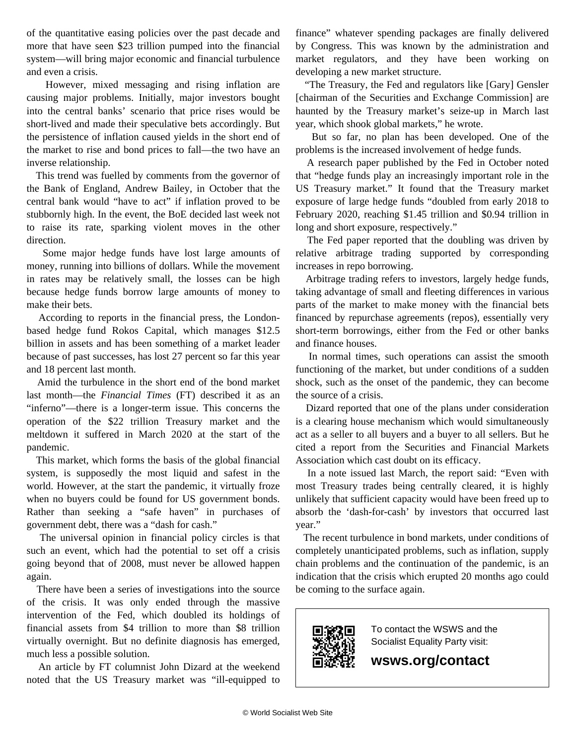of the quantitative easing policies over the past decade and more that have seen $23 trillion pumped into the financial system—will bring major economic and financial turbulence and even a crisis.

However, mixed messaging and rising inflation are causing major problems. Initially, major investors bought into the central banks' scenario that price rises would be short-lived and made their speculative bets accordingly. But the persistence of inflation caused yields in the short end of the market to rise and bond prices to fall—the two have an inverse relationship.

This trend was fuelled by comments from the governor of the Bank of England, Andrew Bailey, in October that the central bank would "have to act" if inflation proved to be stubbornly high. In the event, the BoE decided last week not to raise its rate, sparking violent moves in the other direction.

Some major hedge funds have lost large amounts of money, running into billions of dollars. While the movement in rates may be relatively small, the losses can be high because hedge funds borrow large amounts of money to make their bets.

According to reports in the financial press, the London-based hedge fund Rokos Capital, which manages $12.5 billion in assets and has been something of a market leader because of past successes, has lost 27 percent so far this year and 18 percent last month.

Amid the turbulence in the short end of the bond market last month—the *Financial Times* (FT) described it as an "inferno"—there is a longer-term issue. This concerns the operation of the $22 trillion Treasury market and the meltdown it suffered in March 2020 at the start of the pandemic.

This market, which forms the basis of the global financial system, is supposedly the most liquid and safest in the world. However, at the start the pandemic, it virtually froze when no buyers could be found for US government bonds. Rather than seeking a "safe haven" in purchases of government debt, there was a "dash for cash."

The universal opinion in financial policy circles is that such an event, which had the potential to set off a crisis going beyond that of 2008, must never be allowed happen again.

There have been a series of investigations into the source of the crisis. It was only ended through the massive intervention of the Fed, which doubled its holdings of financial assets from $4 trillion to more than $8 trillion virtually overnight. But no definite diagnosis has emerged, much less a possible solution.

An article by FT columnist John Dizard at the weekend noted that the US Treasury market was "ill-equipped to finance" whatever spending packages are finally delivered by Congress. This was known by the administration and market regulators, and they have been working on developing a new market structure.

"The Treasury, the Fed and regulators like [Gary] Gensler [chairman of the Securities and Exchange Commission] are haunted by the Treasury market's seize-up in March last year, which shook global markets," he wrote.

But so far, no plan has been developed. One of the problems is the increased involvement of hedge funds.

A research paper published by the Fed in October noted that "hedge funds play an increasingly important role in the US Treasury market." It found that the Treasury market exposure of large hedge funds "doubled from early 2018 to February 2020, reaching $1.45 trillion and $0.94 trillion in long and short exposure, respectively."

The Fed paper reported that the doubling was driven by relative arbitrage trading supported by corresponding increases in repo borrowing.

Arbitrage trading refers to investors, largely hedge funds, taking advantage of small and fleeting differences in various parts of the market to make money with the financial bets financed by repurchase agreements (repos), essentially very short-term borrowings, either from the Fed or other banks and finance houses.

In normal times, such operations can assist the smooth functioning of the market, but under conditions of a sudden shock, such as the onset of the pandemic, they can become the source of a crisis.

Dizard reported that one of the plans under consideration is a clearing house mechanism which would simultaneously act as a seller to all buyers and a buyer to all sellers. But he cited a report from the Securities and Financial Markets Association which cast doubt on its efficacy.

In a note issued last March, the report said: "Even with most Treasury trades being centrally cleared, it is highly unlikely that sufficient capacity would have been freed up to absorb the 'dash-for-cash' by investors that occurred last year."

The recent turbulence in bond markets, under conditions of completely unanticipated problems, such as inflation, supply chain problems and the continuation of the pandemic, is an indication that the crisis which erupted 20 months ago could be coming to the surface again.

To contact the WSWS and the Socialist Equality Party visit:

**wsws.org/contact**